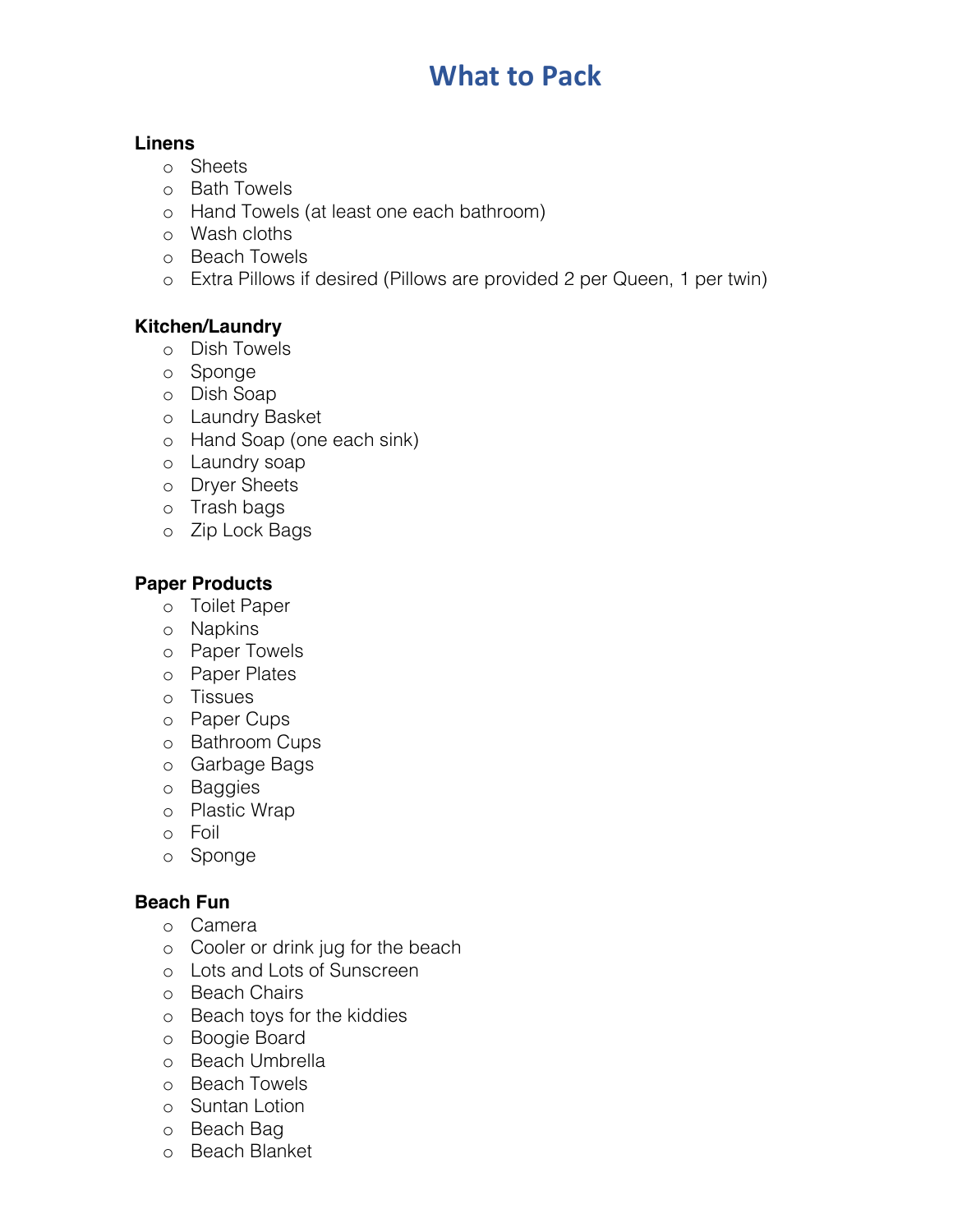# What to Pack

**Linens**

- Sheets
- Bath Towels
- Hand Towels (at least one each bathroom)
- Wash cloths
- Beach Towels
- Extra Pillows if desired (Pillows are provided 2 per Queen, 1 per twin)

**Kitchen/Laundry**

- Dish Towels
- Sponge
- Dish Soap
- Laundry Basket
- Hand Soap (one each sink)
- Laundry soap
- Dryer Sheets
- Trash bags
- Zip Lock Bags

**Paper Products**

- Toilet Paper
- Napkins
- Paper Towels
- Paper Plates
- Tissues
- Paper Cups
- Bathroom Cups
- Garbage Bags
- Baggies
- Plastic Wrap
- Foil
- Sponge

**Beach Fun**

- Camera
- Cooler or drink jug for the beach
- Lots and Lots of Sunscreen
- Beach Chairs
- Beach toys for the kiddies
- Boogie Board
- Beach Umbrella
- Beach Towels
- Suntan Lotion
- Beach Bag
- Beach Blanket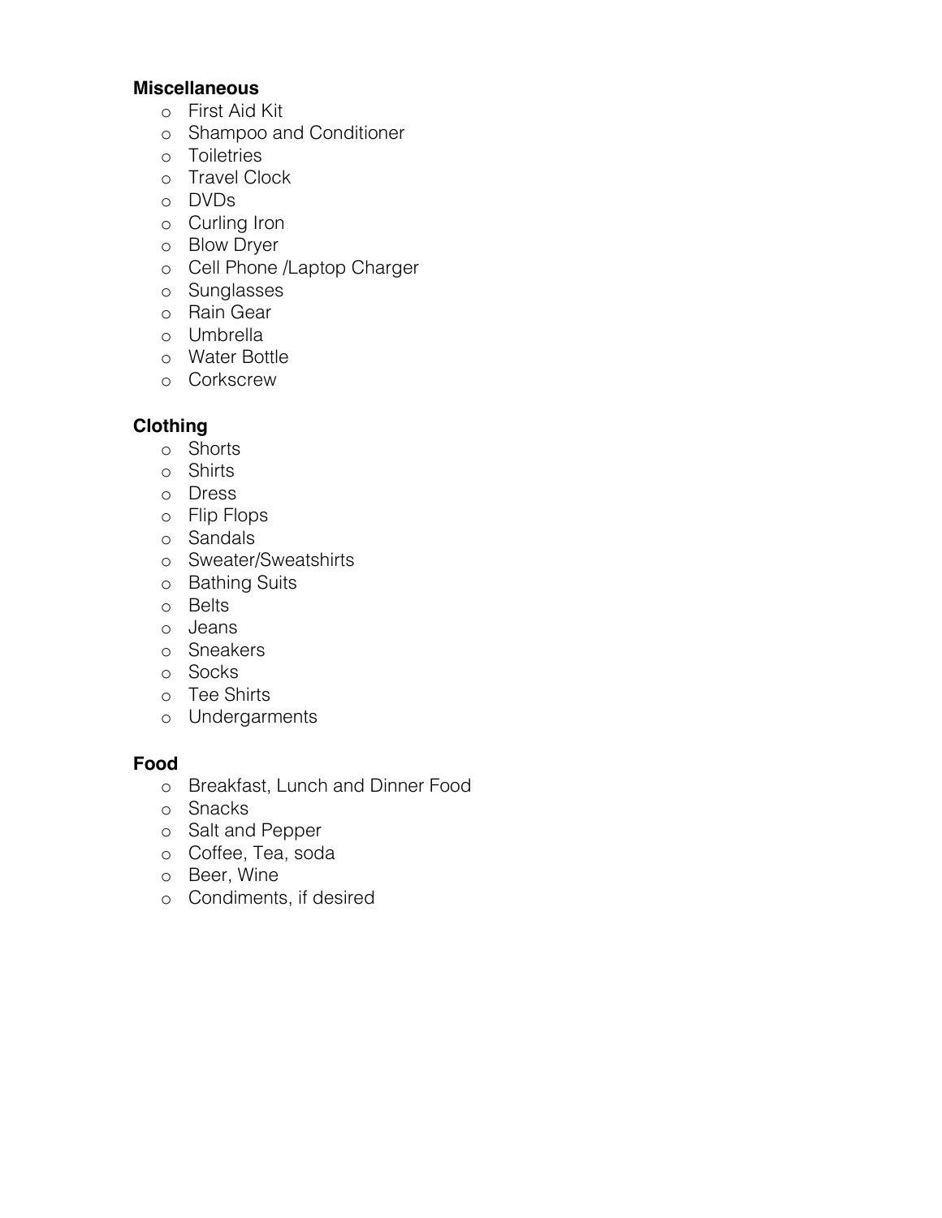**Miscellaneous**

- First Aid Kit
- Shampoo and Conditioner
- Toiletries
- Travel Clock
- DVDs
- Curling Iron
- Blow Dryer
- Cell Phone /Laptop Charger
- Sunglasses
- Rain Gear
- Umbrella
- Water Bottle
- Corkscrew

**Clothing**

- Shorts
- Shirts
- Dress
- Flip Flops
- Sandals
- Sweater/Sweatshirts
- Bathing Suits
- Belts
- Jeans
- Sneakers
- Socks
- Tee Shirts
- Undergarments

**Food**

- Breakfast, Lunch and Dinner Food
- Snacks
- Salt and Pepper
- Coffee, Tea, soda
- Beer, Wine
- Condiments, if desired